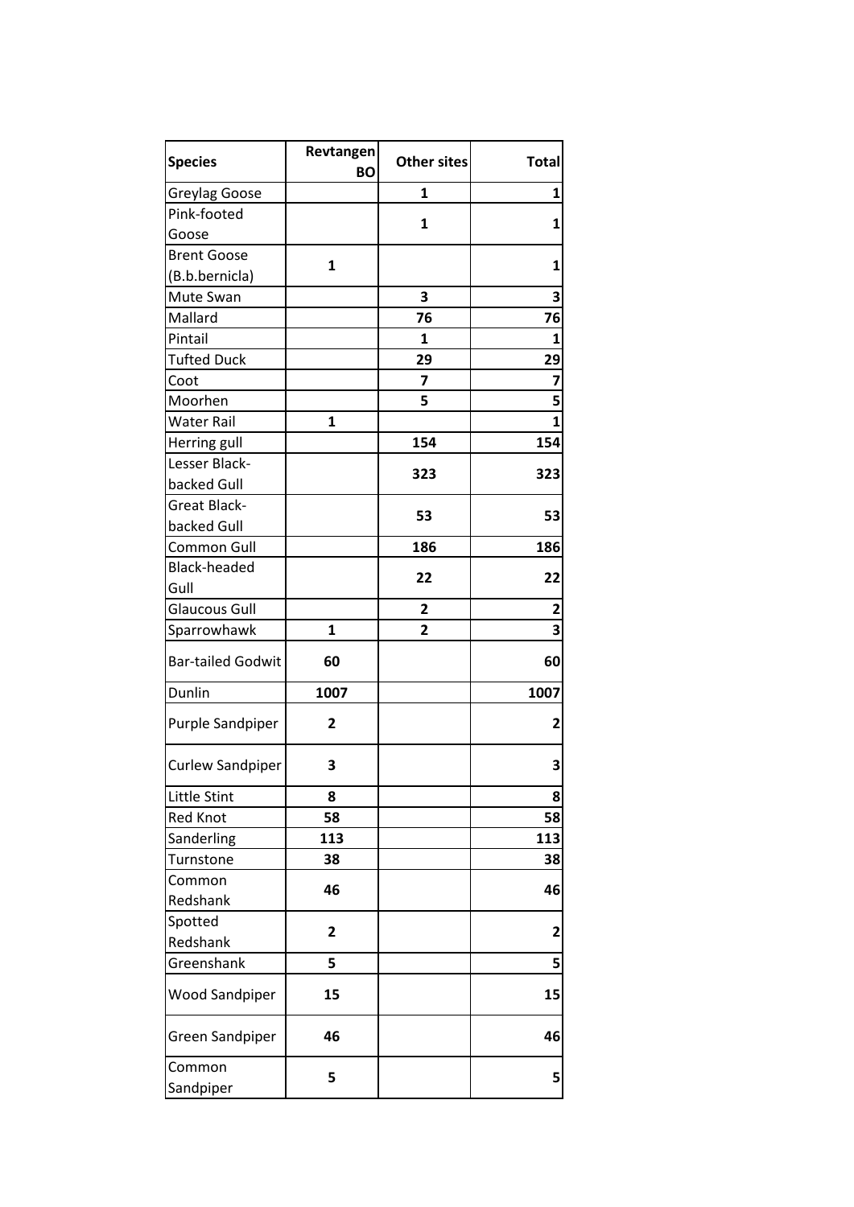| Species | Revtangen BO | Other sites | Total |
| --- | --- | --- | --- |
| Greylag Goose | | 1 | 1 |
| Pink-footed Goose | | 1 | 1 |
| Brent Goose (B.b.bernicla) | 1 | | 1 |
| Mute Swan | | 3 | 3 |
| Mallard | | 76 | 76 |
| Pintail | | 1 | 1 |
| Tufted Duck | | 29 | 29 |
| Coot | | 7 | 7 |
| Moorhen | | 5 | 5 |
| Water Rail | 1 | | 1 |
| Herring gull | | 154 | 154 |
| Lesser Black-backed Gull | | 323 | 323 |
| Great Black-backed Gull | | 53 | 53 |
| Common Gull | | 186 | 186 |
| Black-headed Gull | | 22 | 22 |
| Glaucous Gull | | 2 | 2 |
| Sparrowhawk | 1 | 2 | 3 |
| Bar-tailed Godwit | 60 | | 60 |
| Dunlin | 1007 | | 1007 |
| Purple Sandpiper | 2 | | 2 |
| Curlew Sandpiper | 3 | | 3 |
| Little Stint | 8 | | 8 |
| Red Knot | 58 | | 58 |
| Sanderling | 113 | | 113 |
| Turnstone | 38 | | 38 |
| Common Redshank | 46 | | 46 |
| Spotted Redshank | 2 | | 2 |
| Greenshank | 5 | | 5 |
| Wood Sandpiper | 15 | | 15 |
| Green Sandpiper | 46 | | 46 |
| Common Sandpiper | 5 | | 5 |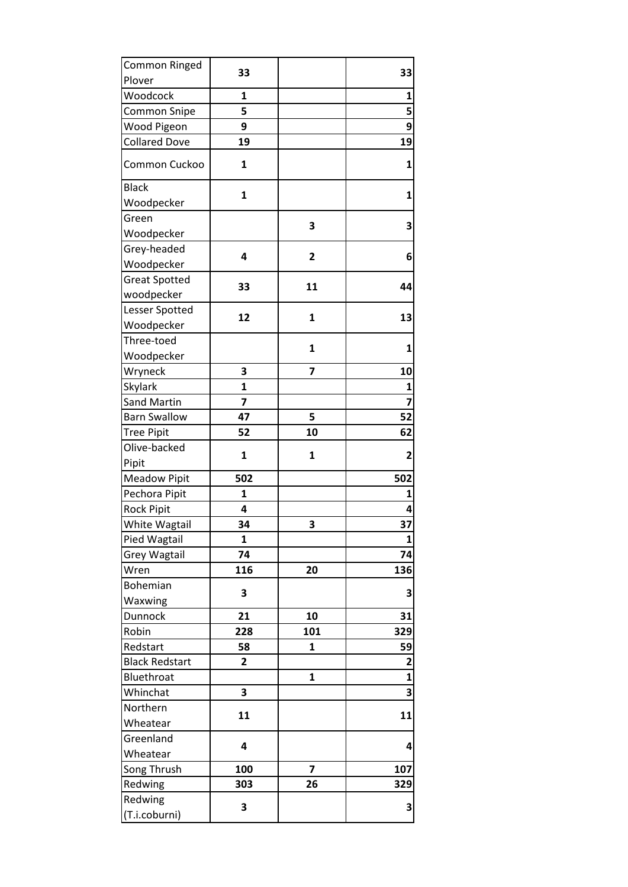| | | | |
|---|---|---|---|
| Common Ringed Plover | 33 | | 33 |
| Woodcock | 1 | | 1 |
| Common Snipe | 5 | | 5 |
| Wood Pigeon | 9 | | 9 |
| Collared Dove | 19 | | 19 |
| Common Cuckoo | 1 | | 1 |
| Black Woodpecker | 1 | | 1 |
| Green Woodpecker | | 3 | 3 |
| Grey-headed Woodpecker | 4 | 2 | 6 |
| Great Spotted woodpecker | 33 | 11 | 44 |
| Lesser Spotted Woodpecker | 12 | 1 | 13 |
| Three-toed Woodpecker | | 1 | 1 |
| Wryneck | 3 | 7 | 10 |
| Skylark | 1 | | 1 |
| Sand Martin | 7 | | 7 |
| Barn Swallow | 47 | 5 | 52 |
| Tree Pipit | 52 | 10 | 62 |
| Olive-backed Pipit | 1 | 1 | 2 |
| Meadow Pipit | 502 | | 502 |
| Pechora Pipit | 1 | | 1 |
| Rock Pipit | 4 | | 4 |
| White Wagtail | 34 | 3 | 37 |
| Pied Wagtail | 1 | | 1 |
| Grey Wagtail | 74 | | 74 |
| Wren | 116 | 20 | 136 |
| Bohemian Waxwing | 3 | | 3 |
| Dunnock | 21 | 10 | 31 |
| Robin | 228 | 101 | 329 |
| Redstart | 58 | 1 | 59 |
| Black Redstart | 2 | | 2 |
| Bluethroat | | 1 | 1 |
| Whinchat | 3 | | 3 |
| Northern Wheatear | 11 | | 11 |
| Greenland Wheatear | 4 | | 4 |
| Song Thrush | 100 | 7 | 107 |
| Redwing | 303 | 26 | 329 |
| Redwing (T.i.coburni) | 3 | | 3 |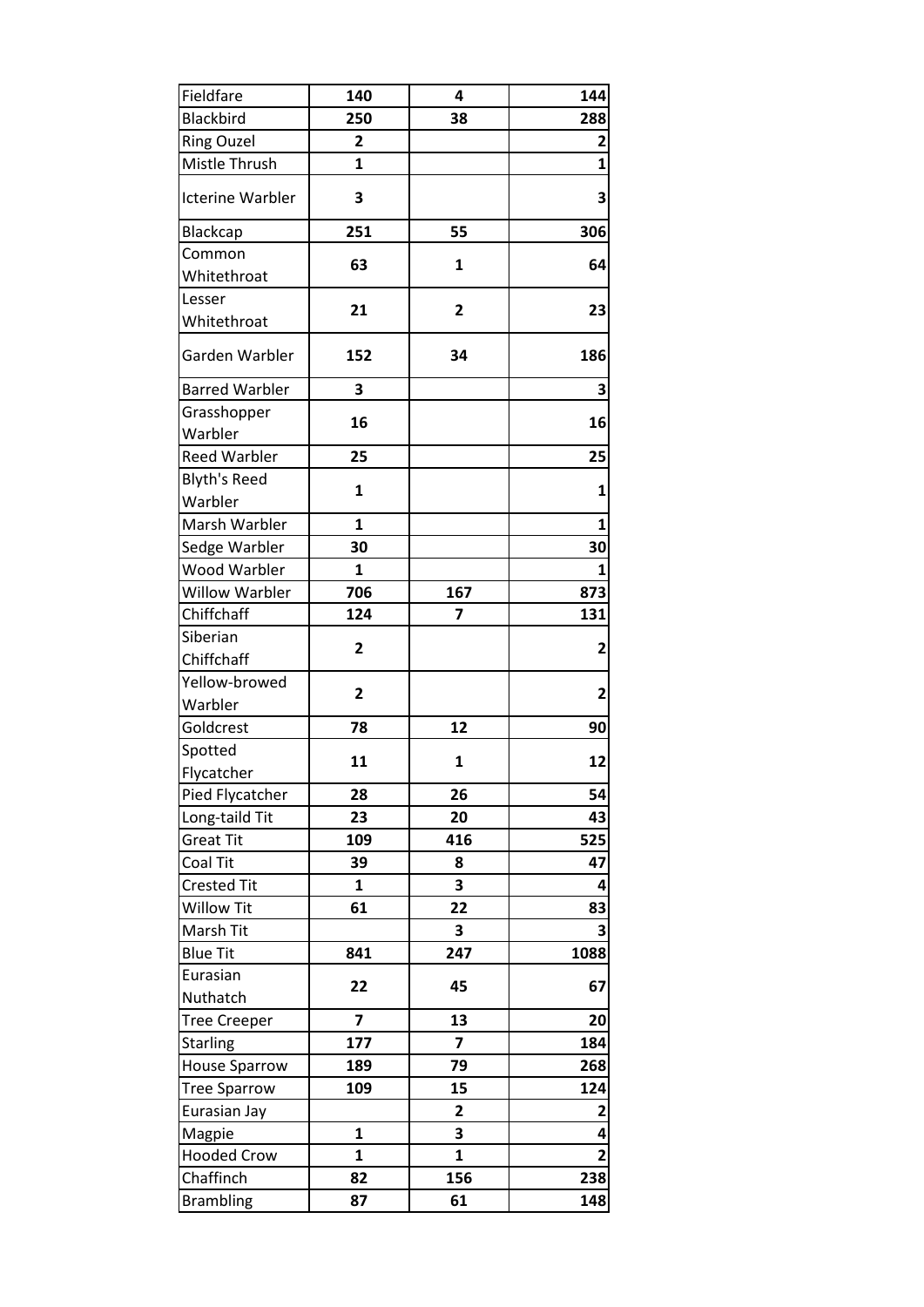| | | | |
|---|---|---|---|
| Fieldfare | **140** | **4** | **144** |
| Blackbird | **250** | **38** | **288** |
| Ring Ouzel | **2** | | **2** |
| Mistle Thrush | **1** | | **1** |
| Icterine Warbler | **3** | | **3** |
| Blackcap | **251** | **55** | **306** |
| Common Whitethroat | **63** | **1** | **64** |
| Lesser Whitethroat | **21** | **2** | **23** |
| Garden Warbler | **152** | **34** | **186** |
| Barred Warbler | **3** | | **3** |
| Grasshopper Warbler | **16** | | **16** |
| Reed Warbler | **25** | | **25** |
| Blyth's Reed Warbler | **1** | | **1** |
| Marsh Warbler | **1** | | **1** |
| Sedge Warbler | **30** | | **30** |
| Wood Warbler | **1** | | **1** |
| Willow Warbler | **706** | **167** | **873** |
| Chiffchaff | **124** | **7** | **131** |
| Siberian Chiffchaff | **2** | | **2** |
| Yellow-browed Warbler | **2** | | **2** |
| Goldcrest | **78** | **12** | **90** |
| Spotted Flycatcher | **11** | **1** | **12** |
| Pied Flycatcher | **28** | **26** | **54** |
| Long-taild Tit | **23** | **20** | **43** |
| Great Tit | **109** | **416** | **525** |
| Coal Tit | **39** | **8** | **47** |
| Crested Tit | **1** | **3** | **4** |
| Willow Tit | **61** | **22** | **83** |
| Marsh Tit | | **3** | **3** |
| Blue Tit | **841** | **247** | **1088** |
| Eurasian Nuthatch | **22** | **45** | **67** |
| Tree Creeper | **7** | **13** | **20** |
| Starling | **177** | **7** | **184** |
| House Sparrow | **189** | **79** | **268** |
| Tree Sparrow | **109** | **15** | **124** |
| Eurasian Jay | | **2** | **2** |
| Magpie | **1** | **3** | **4** |
| Hooded Crow | **1** | **1** | **2** |
| Chaffinch | **82** | **156** | **238** |
| Brambling | **87** | **61** | **148** |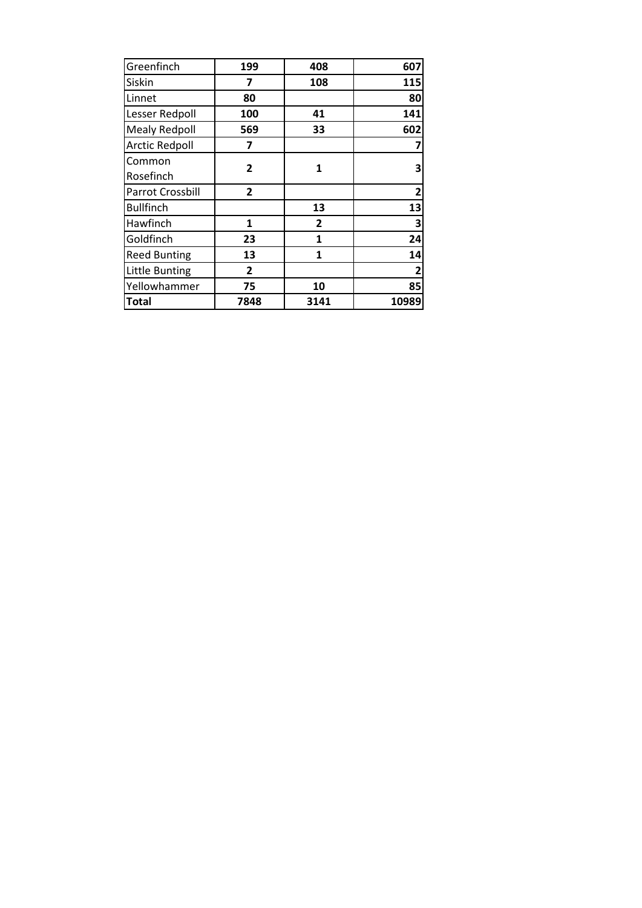| | | | |
|---|---|---|---|
| Greenfinch | **199** | **408** | **607** |
| Siskin | **7** | **108** | **115** |
| Linnet | **80** | | **80** |
| Lesser Redpoll | **100** | **41** | **141** |
| Mealy Redpoll | **569** | **33** | **602** |
| Arctic Redpoll | **7** | | **7** |
| Common Rosefinch | **2** | **1** | **3** |
| Parrot Crossbill | **2** | | **2** |
| Bullfinch | | **13** | **13** |
| Hawfinch | **1** | **2** | **3** |
| Goldfinch | **23** | **1** | **24** |
| Reed Bunting | **13** | **1** | **14** |
| Little Bunting | **2** | | **2** |
| Yellowhammer | **75** | **10** | **85** |
| **Total** | **7848** | **3141** | **10989** |